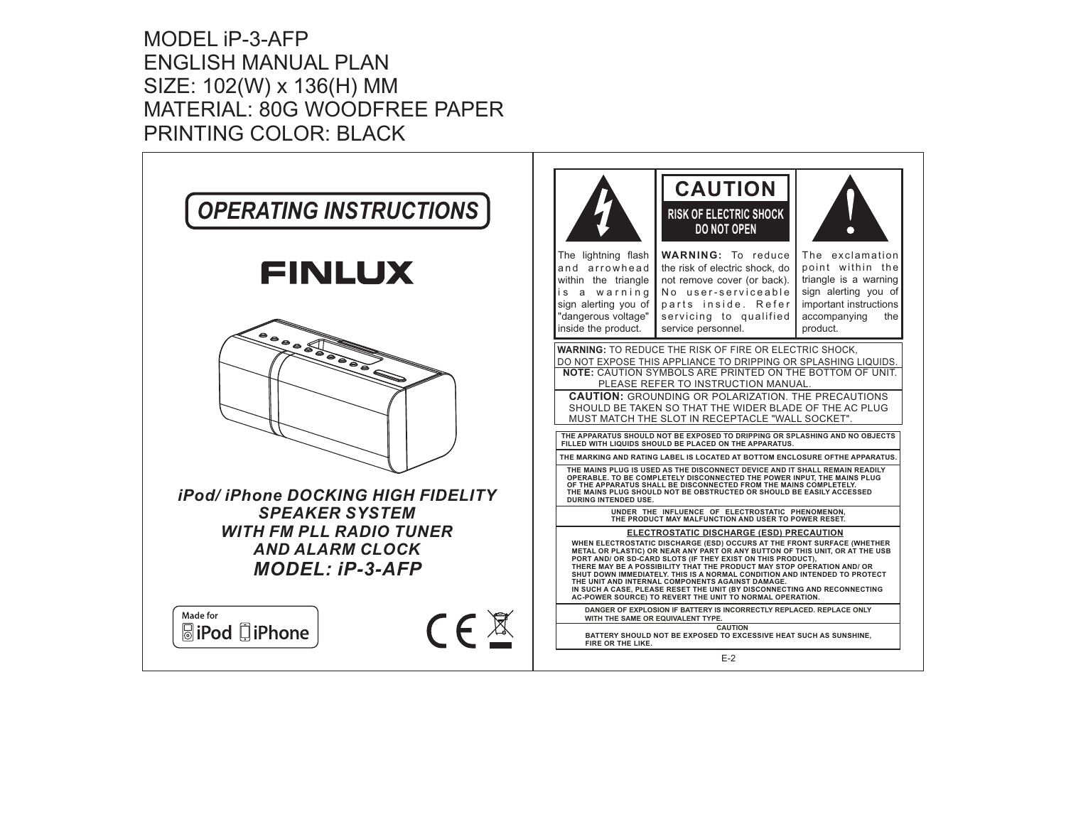MODEL iP-3-AFP
ENGLISH MANUAL PLAN
SIZE: 102(W) x 136(H) MM
MATERIAL: 80G WOODFREE PAPER
PRINTING COLOR: BLACK

# OPERATING INSTRUCTIONS

**FINLUX**

***iPod/ iPhone DOCKING HIGH FIDELITY SPEAKER SYSTEM WITH FM PLL RADIO TUNER AND ALARM CLOCK***

***MODEL: iP-3-AFP***

Made for iPod iPhone

CE

---

| | **CAUTION** RISK OF ELECTRIC SHOCK DO NOT OPEN | |
|---|---|---|
| The lightning flash and arrowhead within the triangle is a warning sign alerting you of "dangerous voltage" inside the product. | **WARNING:** To reduce the risk of electric shock, do not remove cover (or back). No user-serviceable parts inside. Refer servicing to qualified service personnel. | The exclamation point within the triangle is a warning sign alerting you of important instructions accompanying the product. |

**WARNING:** TO REDUCE THE RISK OF FIRE OR ELECTRIC SHOCK, DO NOT EXPOSE THIS APPLIANCE TO DRIPPING OR SPLASHING LIQUIDS.

**NOTE:** CAUTION SYMBOLS ARE PRINTED ON THE BOTTOM OF UNIT. PLEASE REFER TO INSTRUCTION MANUAL.

**CAUTION:** GROUNDING OR POLARIZATION. THE PRECAUTIONS SHOULD BE TAKEN SO THAT THE WIDER BLADE OF THE AC PLUG MUST MATCH THE SLOT IN RECEPTACLE "WALL SOCKET".

**THE APPARATUS SHOULD NOT BE EXPOSED TO DRIPPING OR SPLASHING AND NO OBJECTS FILLED WITH LIQUIDS SHOULD BE PLACED ON THE APPARATUS.**

**THE MARKING AND RATING LABEL IS LOCATED AT BOTTOM ENCLOSURE OFTHE APPARATUS.**

**THE MAINS PLUG IS USED AS THE DISCONNECT DEVICE AND IT SHALL REMAIN READILY OPERABLE. TO BE COMPLETELY DISCONNECTED THE POWER INPUT, THE MAINS PLUG OF THE APPARATUS SHALL BE DISCONNECTED FROM THE MAINS COMPLETELY. THE MAINS PLUG SHOULD NOT BE OBSTRUCTED OR SHOULD BE EASILY ACCESSED DURING INTENDED USE.**

**UNDER THE INFLUENCE OF ELECTROSTATIC PHENOMENON, THE PRODUCT MAY MALFUNCTION AND USER TO POWER RESET.**

**ELECTROSTATIC DISCHARGE (ESD) PRECAUTION**

**WHEN ELECTROSTATIC DISCHARGE (ESD) OCCURS AT THE FRONT SURFACE (WHETHER METAL OR PLASTIC) OR NEAR ANY PART OR ANY BUTTON OF THIS UNIT, OR AT THE USB PORT AND/ OR SD-CARD SLOTS (IF THEY EXIST ON THIS PRODUCT), THERE MAY BE A POSSIBILITY THAT THE PRODUCT MAY STOP OPERATION AND/ OR SHUT DOWN IMMEDIATELY. THIS IS A NORMAL CONDITION AND INTENDED TO PROTECT THE UNIT AND INTERNAL COMPONENTS AGAINST DAMAGE. IN SUCH A CASE, PLEASE RESET THE UNIT (BY DISCONNECTING AND RECONNECTING AC-POWER SOURCE) TO REVERT THE UNIT TO NORMAL OPERATION.**

**DANGER OF EXPLOSION IF BATTERY IS INCORRECTLY REPLACED. REPLACE ONLY WITH THE SAME OR EQUIVALENT TYPE.**

**CAUTION**

**BATTERY SHOULD NOT BE EXPOSED TO EXCESSIVE HEAT SUCH AS SUNSHINE, FIRE OR THE LIKE.**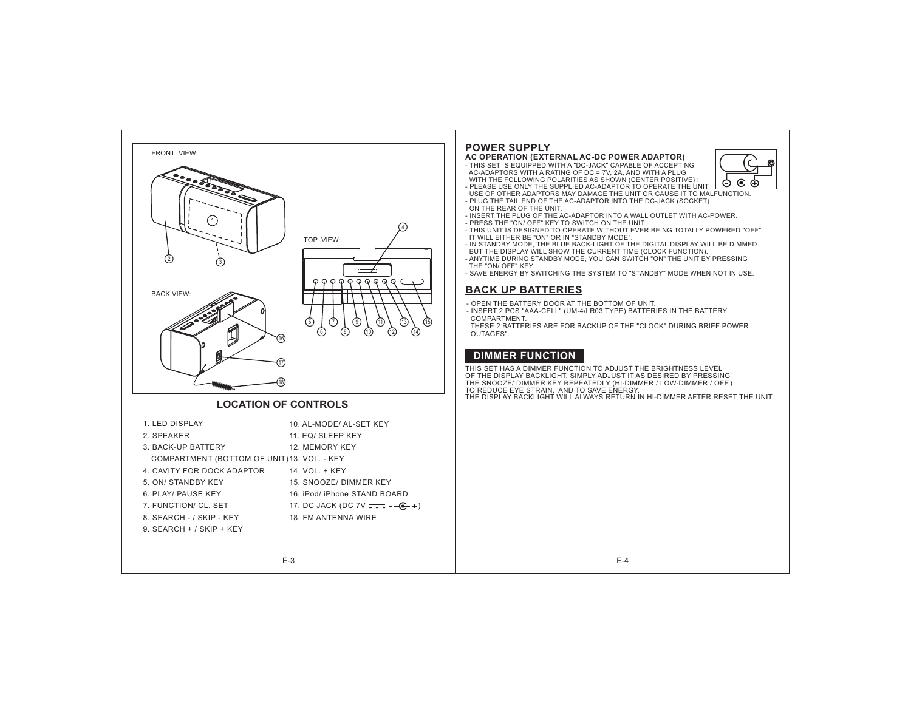FRONT VIEW:

TOP VIEW:

BACK VIEW:

## LOCATION OF CONTROLS

1. LED DISPLAY
2. SPEAKER
3. BACK-UP BATTERY COMPARTMENT (BOTTOM OF UNIT)
4. CAVITY FOR DOCK ADAPTOR
5. ON/ STANDBY KEY
6. PLAY/ PAUSE KEY
7. FUNCTION/ CL. SET
8. SEARCH - / SKIP - KEY
9. SEARCH + / SKIP + KEY
10. AL-MODE/ AL-SET KEY
11. EQ/ SLEEP KEY
12. MEMORY KEY
13. VOL. - KEY
14. VOL. + KEY
15. SNOOZE/ DIMMER KEY
16. iPod/ iPhone STAND BOARD
17. DC JACK (DC 7V ⎓ -⊖-◐-⊕)
18. FM ANTENNA WIRE

## POWER SUPPLY

**AC OPERATION (EXTERNAL AC-DC POWER ADAPTOR)**

- THIS SET IS EQUIPPED WITH A "DC-JACK" CAPABLE OF ACCEPTING AC-ADAPTORS WITH A RATING OF DC = 7V, 2A, AND WITH A PLUG WITH THE FOLLOWING POLARITIES AS SHOWN (CENTER POSITIVE) :
- PLEASE USE ONLY THE SUPPLIED AC-ADAPTOR TO OPERATE THE UNIT. USE OF OTHER ADAPTORS MAY DAMAGE THE UNIT OR CAUSE IT TO MALFUNCTION.
- PLUG THE TAIL END OF THE AC-ADAPTOR INTO THE DC-JACK (SOCKET) ON THE REAR OF THE UNIT.
- INSERT THE PLUG OF THE AC-ADAPTOR INTO A WALL OUTLET WITH AC-POWER.
- PRESS THE "ON/ OFF" KEY TO SWITCH ON THE UNIT.
- THIS UNIT IS DESIGNED TO OPERATE WITHOUT EVER BEING TOTALLY POWERED "OFF". IT WILL EITHER BE "ON" OR IN "STANDBY MODE".
- IN STANDBY MODE, THE BLUE BACK-LIGHT OF THE DIGITAL DISPLAY WILL BE DIMMED BUT THE DISPLAY WILL SHOW THE CURRENT TIME (CLOCK FUNCTION).
- ANYTIME DURING STANDBY MODE, YOU CAN SWITCH "ON" THE UNIT BY PRESSING THE "ON/ OFF" KEY.
- SAVE ENERGY BY SWITCHING THE SYSTEM TO "STANDBY" MODE WHEN NOT IN USE.

## BACK UP BATTERIES

- OPEN THE BATTERY DOOR AT THE BOTTOM OF UNIT.
- INSERT 2 PCS "AAA-CELL" (UM-4/LR03 TYPE) BATTERIES IN THE BATTERY COMPARTMENT.
  THESE 2 BATTERIES ARE FOR BACKUP OF THE "CLOCK" DURING BRIEF POWER OUTAGES".

## DIMMER FUNCTION

THIS SET HAS A DIMMER FUNCTION TO ADJUST THE BRIGHTNESS LEVEL OF THE DISPLAY BACKLIGHT. SIMPLY ADJUST IT AS DESIRED BY PRESSING THE SNOOZE/ DIMMER KEY REPEATEDLY (HI-DIMMER / LOW-DIMMER / OFF.) TO REDUCE EYE STRAIN, AND TO SAVE ENERGY.
THE DISPLAY BACKLIGHT WILL ALWAYS RETURN IN HI-DIMMER AFTER RESET THE UNIT.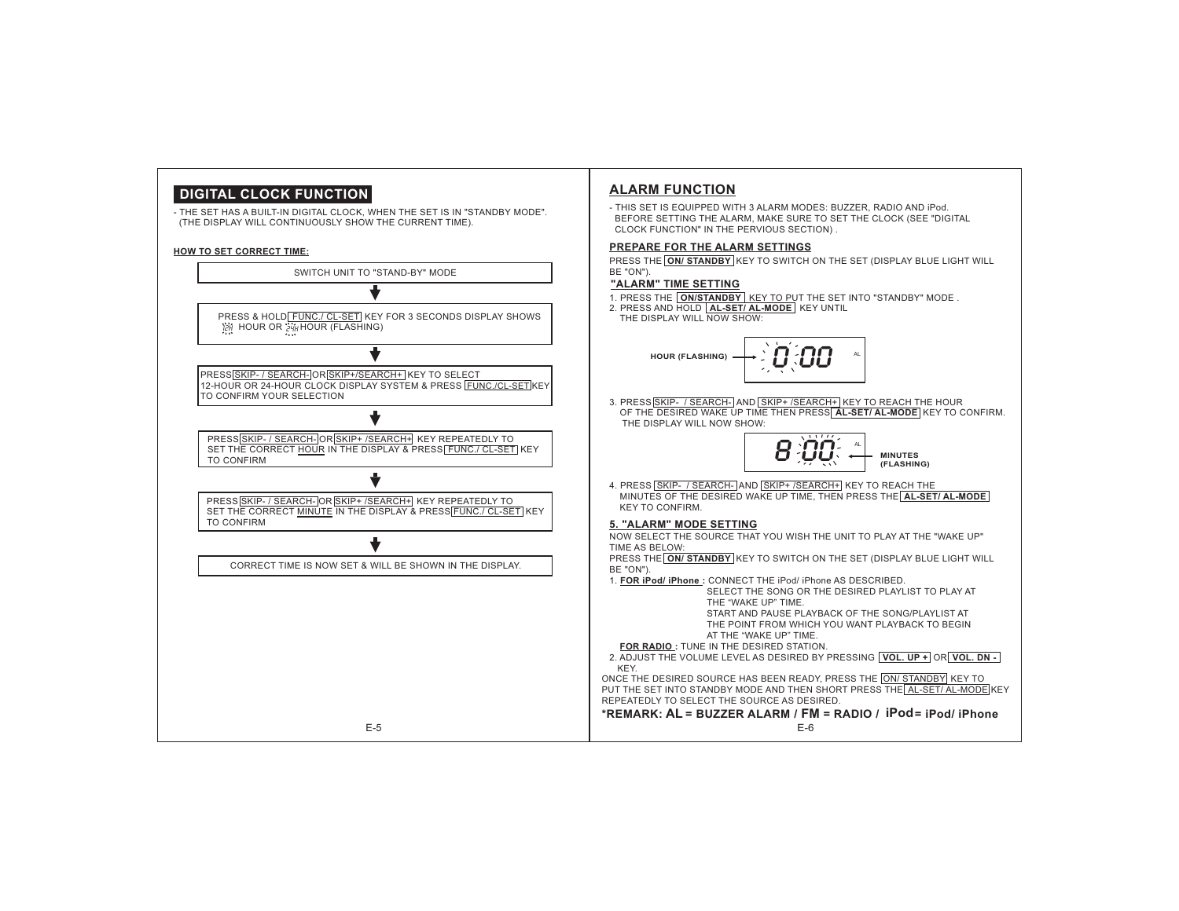## DIGITAL CLOCK FUNCTION

- THE SET HAS A BUILT-IN DIGITAL CLOCK, WHEN THE SET IS IN "STANDBY MODE". (THE DISPLAY WILL CONTINUOUSLY SHOW THE CURRENT TIME).

**HOW TO SET CORRECT TIME:**

SWITCH UNIT TO "STAND-BY" MODE

↓

PRESS & HOLD FUNC./ CL-SET KEY FOR 3 SECONDS DISPLAY SHOWS 12 HOUR OR 24 HOUR (FLASHING)

↓

PRESS SKIP- / SEARCH- OR SKIP+/SEARCH+ KEY TO SELECT 12-HOUR OR 24-HOUR CLOCK DISPLAY SYSTEM & PRESS FUNC./CL-SET KEY TO CONFIRM YOUR SELECTION

↓

PRESS SKIP- / SEARCH- OR SKIP+ /SEARCH+ KEY REPEATEDLY TO SET THE CORRECT HOUR IN THE DISPLAY & PRESS FUNC./ CL-SET KEY TO CONFIRM

↓

PRESS SKIP- / SEARCH- OR SKIP+ /SEARCH+ KEY REPEATEDLY TO SET THE CORRECT MINUTE IN THE DISPLAY & PRESS FUNC./ CL-SET KEY TO CONFIRM

↓

CORRECT TIME IS NOW SET & WILL BE SHOWN IN THE DISPLAY.

## ALARM FUNCTION

- THIS SET IS EQUIPPED WITH 3 ALARM MODES: BUZZER, RADIO AND iPod. BEFORE SETTING THE ALARM, MAKE SURE TO SET THE CLOCK (SEE "DIGITAL CLOCK FUNCTION" IN THE PERVIOUS SECTION) .

**PREPARE FOR THE ALARM SETTINGS**

PRESS THE **ON/ STANDBY** KEY TO SWITCH ON THE SET (DISPLAY BLUE LIGHT WILL BE "ON").

**"ALARM" TIME SETTING**

1. PRESS THE **ON/STANDBY** KEY TO PUT THE SET INTO "STANDBY" MODE .
2. PRESS AND HOLD **AL-SET/ AL-MODE** KEY UNTIL THE DISPLAY WILL NOW SHOW:

   HOUR (FLASHING) → 0:00 AL

3. PRESS SKIP- / SEARCH- AND SKIP+ /SEARCH+ KEY TO REACH THE HOUR OF THE DESIRED WAKE UP TIME THEN PRESS **AL-SET/ AL-MODE** KEY TO CONFIRM. THE DISPLAY WILL NOW SHOW:

   8:00 AL ← MINUTES (FLASHING)

4. PRESS SKIP- / SEARCH- AND SKIP+ /SEARCH+ KEY TO REACH THE MINUTES OF THE DESIRED WAKE UP TIME, THEN PRESS THE **AL-SET/ AL-MODE** KEY TO CONFIRM.

**5. "ALARM" MODE SETTING**

NOW SELECT THE SOURCE THAT YOU WISH THE UNIT TO PLAY AT THE "WAKE UP" TIME AS BELOW:

PRESS THE **ON/ STANDBY** KEY TO SWITCH ON THE SET (DISPLAY BLUE LIGHT WILL BE "ON").

1. **FOR iPod/ iPhone :** CONNECT THE iPod/ iPhone AS DESCRIBED. SELECT THE SONG OR THE DESIRED PLAYLIST TO PLAY AT THE "WAKE UP" TIME. START AND PAUSE PLAYBACK OF THE SONG/PLAYLIST AT THE POINT FROM WHICH YOU WANT PLAYBACK TO BEGIN AT THE "WAKE UP" TIME.

   **FOR RADIO :** TUNE IN THE DESIRED STATION.
2. ADJUST THE VOLUME LEVEL AS DESIRED BY PRESSING **VOL. UP +** OR **VOL. DN -** KEY.

ONCE THE DESIRED SOURCE HAS BEEN READY, PRESS THE ON/ STANDBY KEY TO PUT THE SET INTO STANDBY MODE AND THEN SHORT PRESS THE AL-SET/ AL-MODE KEY REPEATEDLY TO SELECT THE SOURCE AS DESIRED.

***REMARK: AL = BUZZER ALARM / FM = RADIO / iPod = iPod/ iPhone**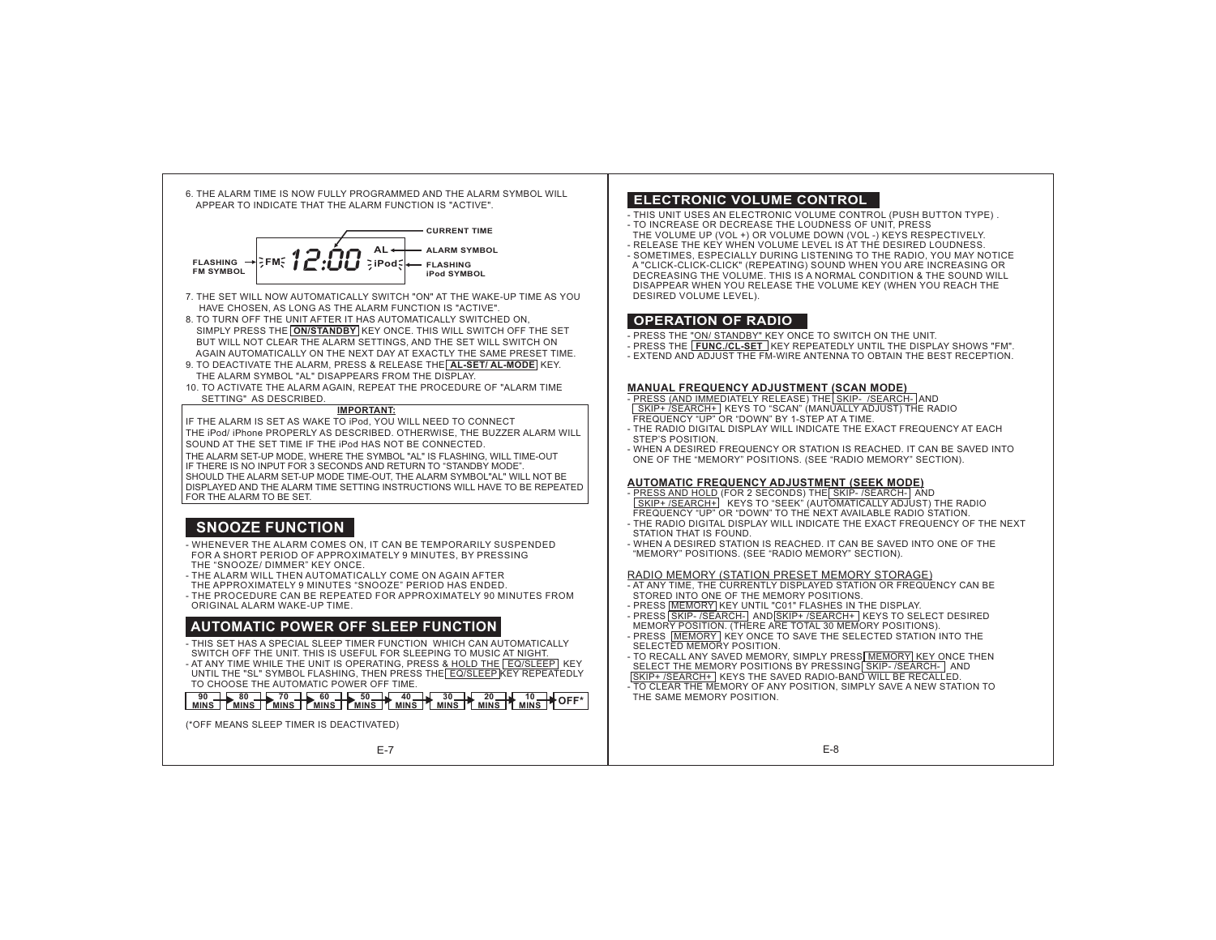6. THE ALARM TIME IS NOW FULLY PROGRAMMED AND THE ALARM SYMBOL WILL APPEAR TO INDICATE THAT THE ALARM FUNCTION IS "ACTIVE".

FLASHING FM SYMBOL — FM 12:00 AL iPod — CURRENT TIME, ALARM SYMBOL, FLASHING iPod SYMBOL

7. THE SET WILL NOW AUTOMATICALLY SWITCH "ON" AT THE WAKE-UP TIME AS YOU HAVE CHOSEN, AS LONG AS THE ALARM FUNCTION IS "ACTIVE".
8. TO TURN OFF THE UNIT AFTER IT HAS AUTOMATICALLY SWITCHED ON, SIMPLY PRESS THE **ON/STANDBY** KEY ONCE. THIS WILL SWITCH OFF THE SET BUT WILL NOT CLEAR THE ALARM SETTINGS, AND THE SET WILL SWITCH ON AGAIN AUTOMATICALLY ON THE NEXT DAY AT EXACTLY THE SAME PRESET TIME.
9. TO DEACTIVATE THE ALARM, PRESS & RELEASE THE **AL-SET/ AL-MODE** KEY. THE ALARM SYMBOL "AL" DISAPPEARS FROM THE DISPLAY.
10. TO ACTIVATE THE ALARM AGAIN, REPEAT THE PROCEDURE OF "ALARM TIME SETTING" AS DESCRIBED.

**IMPORTANT:**

IF THE ALARM IS SET AS WAKE TO iPod, YOU WILL NEED TO CONNECT THE iPod/ iPhone PROPERLY AS DESCRIBED. OTHERWISE, THE BUZZER ALARM WILL SOUND AT THE SET TIME IF THE iPod HAS NOT BE CONNECTED.

THE ALARM SET-UP MODE, WHERE THE SYMBOL "AL" IS FLASHING, WILL TIME-OUT IF THERE IS NO INPUT FOR 3 SECONDS AND RETURN TO "STANDBY MODE". SHOULD THE ALARM SET-UP MODE TIME-OUT, THE ALARM SYMBOL"AL" WILL NOT BE DISPLAYED AND THE ALARM TIME SETTING INSTRUCTIONS WILL HAVE TO BE REPEATED FOR THE ALARM TO BE SET.

## SNOOZE FUNCTION

- WHENEVER THE ALARM COMES ON, IT CAN BE TEMPORARILY SUSPENDED FOR A SHORT PERIOD OF APPROXIMATELY 9 MINUTES, BY PRESSING THE "SNOOZE/ DIMMER" KEY ONCE.
- THE ALARM WILL THEN AUTOMATICALLY COME ON AGAIN AFTER THE APPROXIMATELY 9 MINUTES "SNOOZE" PERIOD HAS ENDED.
- THE PROCEDURE CAN BE REPEATED FOR APPROXIMATELY 90 MINUTES FROM ORIGINAL ALARM WAKE-UP TIME.

## AUTOMATIC POWER OFF SLEEP FUNCTION

- THIS SET HAS A SPECIAL SLEEP TIMER FUNCTION WHICH CAN AUTOMATICALLY SWITCH OFF THE UNIT. THIS IS USEFUL FOR SLEEPING TO MUSIC AT NIGHT.
- AT ANY TIME WHILE THE UNIT IS OPERATING, PRESS & HOLD THE EQ/SLEEP KEY UNTIL THE "SL" SYMBOL FLASHING, THEN PRESS THE EQ/SLEEP KEY REPEATEDLY TO CHOOSE THE AUTOMATIC POWER OFF TIME.

90 MINS → 80 MINS → 70 MINS → 60 MINS → 50 MINS → 40 MINS → 30 MINS → 20 MINS → 10 MINS → OFF*

(*OFF MEANS SLEEP TIMER IS DEACTIVATED)

## ELECTRONIC VOLUME CONTROL

- THIS UNIT USES AN ELECTRONIC VOLUME CONTROL (PUSH BUTTON TYPE) .
- TO INCREASE OR DECREASE THE LOUDNESS OF UNIT, PRESS THE VOLUME UP (VOL +) OR VOLUME DOWN (VOL -) KEYS RESPECTIVELY.
- RELEASE THE KEY WHEN VOLUME LEVEL IS AT THE DESIRED LOUDNESS.
- SOMETIMES, ESPECIALLY DURING LISTENING TO THE RADIO, YOU MAY NOTICE A "CLICK-CLICK-CLICK" (REPEATING) SOUND WHEN YOU ARE INCREASING OR DECREASING THE VOLUME. THIS IS A NORMAL CONDITION & THE SOUND WILL DISAPPEAR WHEN YOU RELEASE THE VOLUME KEY (WHEN YOU REACH THE DESIRED VOLUME LEVEL).

## OPERATION OF RADIO

- PRESS THE "ON/ STANDBY" KEY ONCE TO SWITCH ON THE UNIT.
- PRESS THE **FUNC./CL-SET** KEY REPEATEDLY UNTIL THE DISPLAY SHOWS "FM".
- EXTEND AND ADJUST THE FM-WIRE ANTENNA TO OBTAIN THE BEST RECEPTION.

### MANUAL FREQUENCY ADJUSTMENT (SCAN MODE)

- PRESS (AND IMMEDIATELY RELEASE) THE SKIP- /SEARCH- AND SKIP+ /SEARCH+ KEYS TO "SCAN" (MANUALLY ADJUST) THE RADIO FREQUENCY "UP" OR "DOWN" BY 1-STEP AT A TIME.
- THE RADIO DIGITAL DISPLAY WILL INDICATE THE EXACT FREQUENCY AT EACH STEP'S POSITION.
- WHEN A DESIRED FREQUENCY OR STATION IS REACHED. IT CAN BE SAVED INTO ONE OF THE "MEMORY" POSITIONS. (SEE "RADIO MEMORY" SECTION).

### AUTOMATIC FREQUENCY ADJUSTMENT (SEEK MODE)

- PRESS AND HOLD (FOR 2 SECONDS) THE SKIP- /SEARCH- AND SKIP+ /SEARCH+ KEYS TO "SEEK" (AUTOMATICALLY ADJUST) THE RADIO FREQUENCY "UP" OR "DOWN" TO THE NEXT AVAILABLE RADIO STATION.
- THE RADIO DIGITAL DISPLAY WILL INDICATE THE EXACT FREQUENCY OF THE NEXT STATION THAT IS FOUND.
- WHEN A DESIRED STATION IS REACHED. IT CAN BE SAVED INTO ONE OF THE "MEMORY" POSITIONS. (SEE "RADIO MEMORY" SECTION).

### RADIO MEMORY (STATION PRESET MEMORY STORAGE)

- AT ANY TIME, THE CURRENTLY DISPLAYED STATION OR FREQUENCY CAN BE STORED INTO ONE OF THE MEMORY POSITIONS.
- PRESS MEMORY KEY UNTIL "C01" FLASHES IN THE DISPLAY.
- PRESS SKIP- /SEARCH- AND SKIP+ /SEARCH+ KEYS TO SELECT DESIRED MEMORY POSITION. (THERE ARE TOTAL 30 MEMORY POSITIONS).
- PRESS MEMORY KEY ONCE TO SAVE THE SELECTED STATION INTO THE SELECTED MEMORY POSITION.
- TO RECALL ANY SAVED MEMORY, SIMPLY PRESS MEMORY KEY ONCE THEN SELECT THE MEMORY POSITIONS BY PRESSING SKIP- /SEARCH- AND SKIP+ /SEARCH+ KEYS THE SAVED RADIO-BAND WILL BE RECALLED.
- TO CLEAR THE MEMORY OF ANY POSITION, SIMPLY SAVE A NEW STATION TO THE SAME MEMORY POSITION.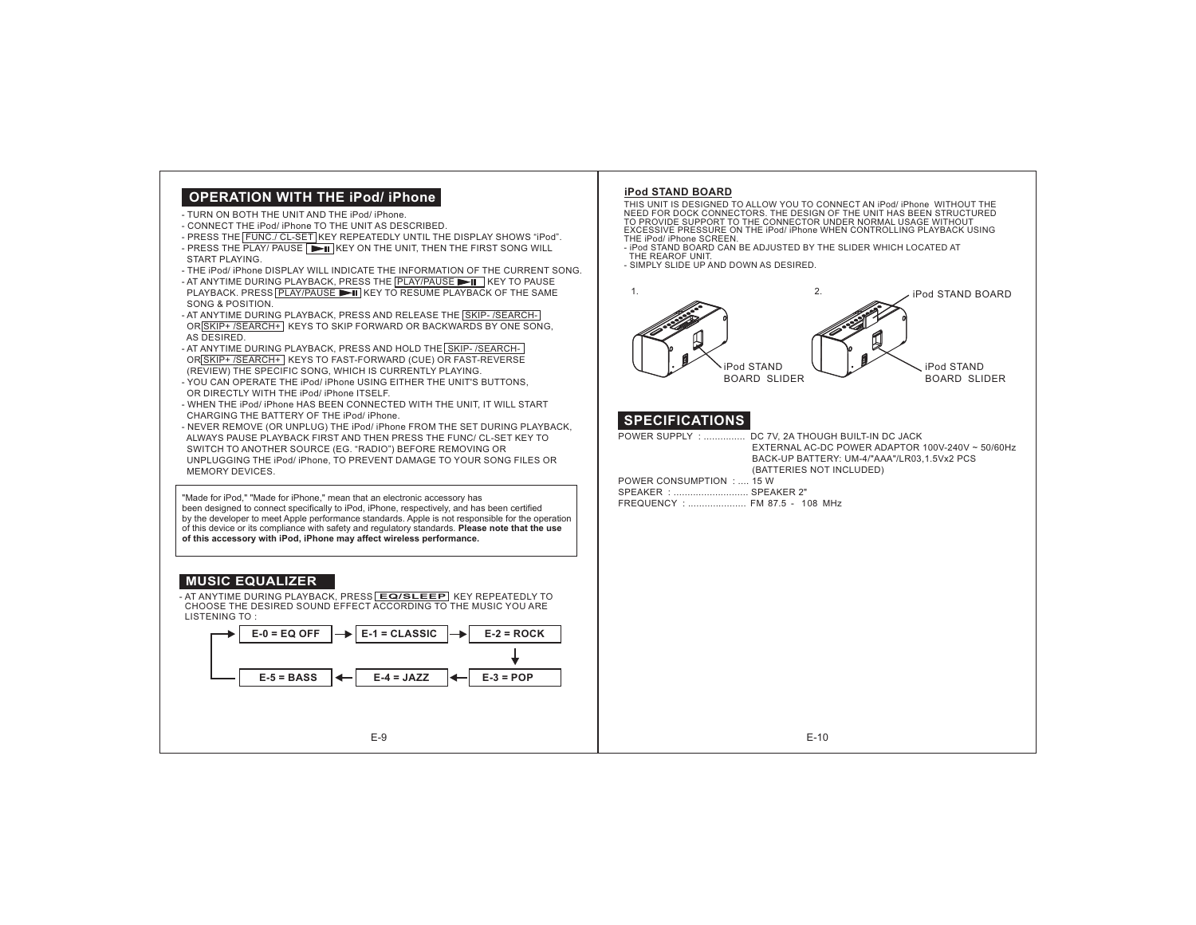## OPERATION WITH THE iPod/ iPhone

- TURN ON BOTH THE UNIT AND THE iPod/ iPhone.
- CONNECT THE iPod/ iPhone TO THE UNIT AS DESCRIBED.
- PRESS THE FUNC./ CL-SET KEY REPEATEDLY UNTIL THE DISPLAY SHOWS “iPod”.
- PRESS THE PLAY/ PAUSE ►II KEY ON THE UNIT, THEN THE FIRST SONG WILL START PLAYING.
- THE iPod/ iPhone DISPLAY WILL INDICATE THE INFORMATION OF THE CURRENT SONG.
- AT ANYTIME DURING PLAYBACK, PRESS THE PLAY/PAUSE ►II KEY TO PAUSE PLAYBACK. PRESS PLAY/PAUSE ►II KEY TO RESUME PLAYBACK OF THE SAME SONG & POSITION.
- AT ANYTIME DURING PLAYBACK, PRESS AND RELEASE THE SKIP- /SEARCH- OR SKIP+ /SEARCH+ KEYS TO SKIP FORWARD OR BACKWARDS BY ONE SONG, AS DESIRED.
- AT ANYTIME DURING PLAYBACK, PRESS AND HOLD THE SKIP- /SEARCH- OR SKIP+ /SEARCH+ KEYS TO FAST-FORWARD (CUE) OR FAST-REVERSE (REVIEW) THE SPECIFIC SONG, WHICH IS CURRENTLY PLAYING.
- YOU CAN OPERATE THE iPod/ iPhone USING EITHER THE UNIT'S BUTTONS, OR DIRECTLY WITH THE iPod/ iPhone ITSELF.
- WHEN THE iPod/ iPhone HAS BEEN CONNECTED WITH THE UNIT, IT WILL START CHARGING THE BATTERY OF THE iPod/ iPhone.
- NEVER REMOVE (OR UNPLUG) THE iPod/ iPhone FROM THE SET DURING PLAYBACK, ALWAYS PAUSE PLAYBACK FIRST AND THEN PRESS THE FUNC/ CL-SET KEY TO SWITCH TO ANOTHER SOURCE (EG. “RADIO”) BEFORE REMOVING OR UNPLUGGING THE iPod/ iPhone, TO PREVENT DAMAGE TO YOUR SONG FILES OR MEMORY DEVICES.

"Made for iPod," "Made for iPhone," mean that an electronic accessory has been designed to connect specifically to iPod, iPhone, respectively, and has been certified by the developer to meet Apple performance standards. Apple is not responsible for the operation of this device or its compliance with safety and regulatory standards. **Please note that the use of this accessory with iPod, iPhone may affect wireless performance.**

## MUSIC EQUALIZER

- AT ANYTIME DURING PLAYBACK, PRESS EQ/SLEEP KEY REPEATEDLY TO CHOOSE THE DESIRED SOUND EFFECT ACCORDING TO THE MUSIC YOU ARE LISTENING TO :

**E-0 = EQ OFF** → **E-1 = CLASSIC** → **E-2 = ROCK** → **E-3 = POP** → **E-4 = JAZZ** → **E-5 = BASS** → (back to E-0)

### iPod STAND BOARD

THIS UNIT IS DESIGNED TO ALLOW YOU TO CONNECT AN iPod/ iPhone WITHOUT THE NEED FOR DOCK CONNECTORS. THE DESIGN OF THE UNIT HAS BEEN STRUCTURED TO PROVIDE SUPPORT TO THE CONNECTOR UNDER NORMAL USAGE WITHOUT EXCESSIVE PRESSURE ON THE iPod/ iPhone WHEN CONTROLLING PLAYBACK USING THE iPod/ iPhone SCREEN.

- iPod STAND BOARD CAN BE ADJUSTED BY THE SLIDER WHICH LOCATED AT THE REAROF UNIT.
- SIMPLY SLIDE UP AND DOWN AS DESIRED.

1. iPod STAND BOARD SLIDER

2. iPod STAND BOARD, iPod STAND BOARD SLIDER

## SPECIFICATIONS

POWER SUPPLY : ............... DC 7V, 2A THOUGH BUILT-IN DC JACK
EXTERNAL AC-DC POWER ADAPTOR 100V-240V ~ 50/60Hz
BACK-UP BATTERY: UM-4/"AAA"/LR03,1.5Vx2 PCS
(BATTERIES NOT INCLUDED)

POWER CONSUMPTION : .... 15 W

SPEAKER : ........................... SPEAKER 2"

FREQUENCY : ..................... FM 87.5 - 108 MHz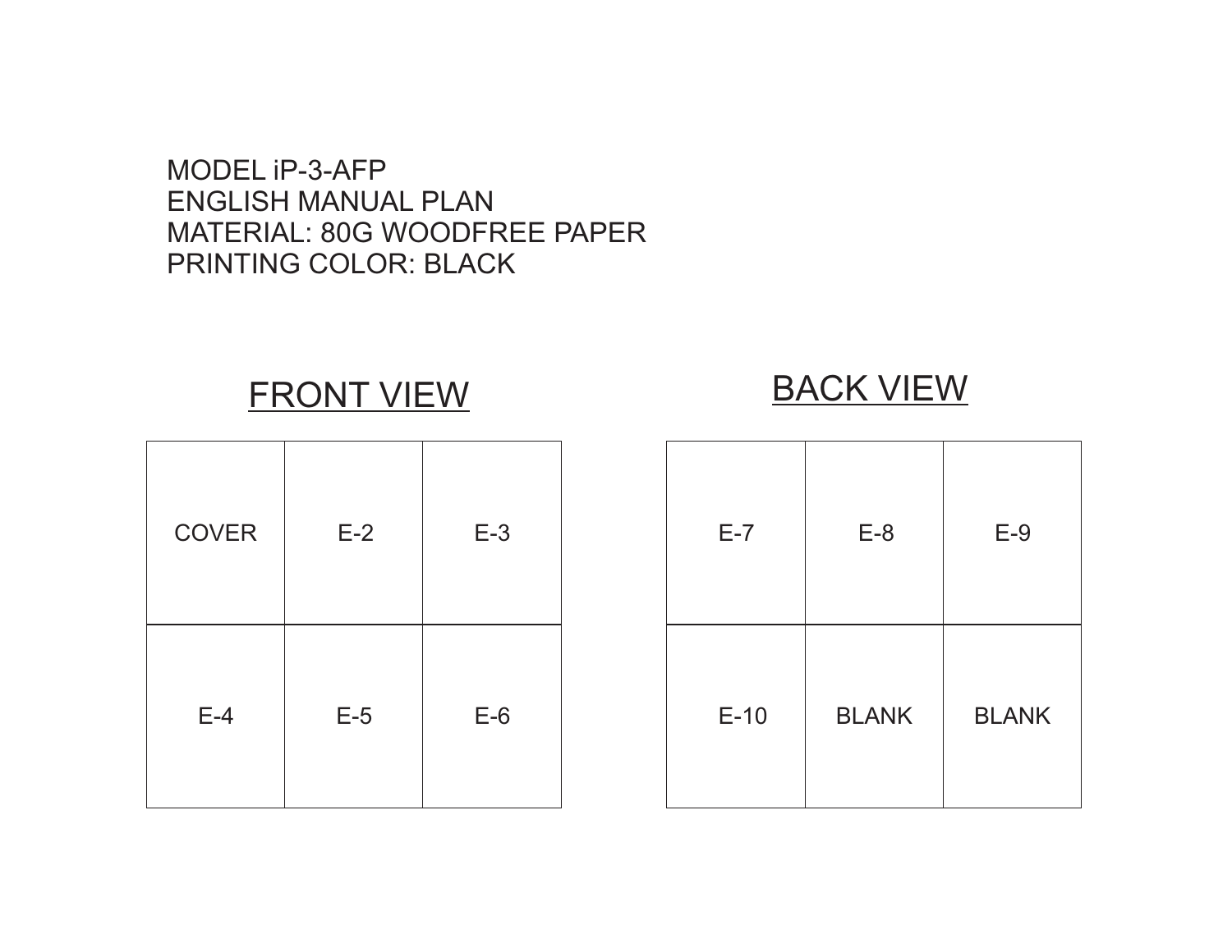MODEL iP-3-AFP
ENGLISH MANUAL PLAN
MATERIAL: 80G WOODFREE PAPER
PRINTING COLOR: BLACK

## FRONT VIEW

| | | |
|---|---|---|
| COVER | E-2 | E-3 |
| E-4 | E-5 | E-6 |

## BACK VIEW

| | | |
|---|---|---|
| E-7 | E-8 | E-9 |
| E-10 | BLANK | BLANK |